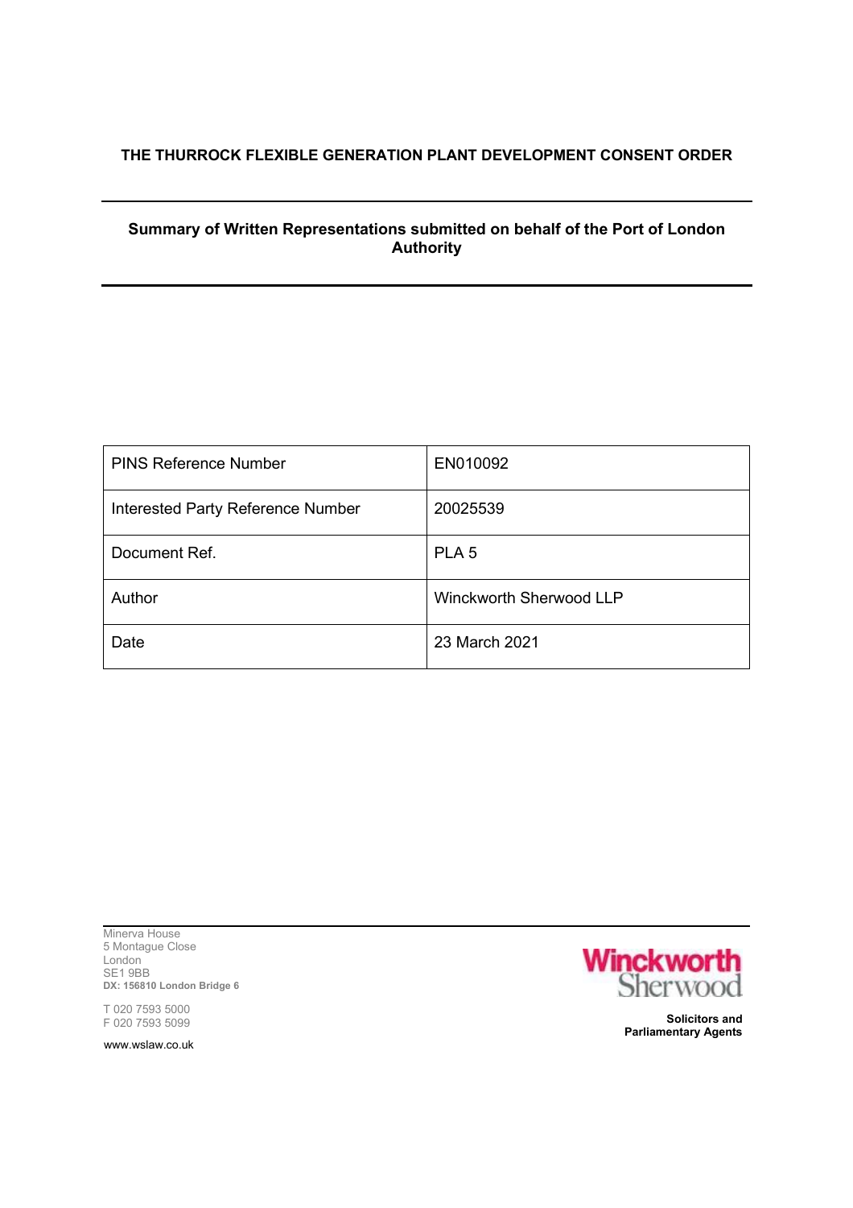**THE THURROCK FLEXIBLE GENERATION PLANT DEVELOPMENT CONSENT ORDER**

---

**Summary of Written Representations submitted on behalf of the Port of London Authority**

---

| PINS Reference Number | EN010092 |
|---|---|
| Interested Party Reference Number | 20025539 |
| Document Ref. | PLA 5 |
| Author | Winckworth Sherwood LLP |
| Date | 23 March 2021 |

---

Minerva House
5 Montague Close
London
SE1 9BB
**DX: 156810 London Bridge 6**

T 020 7593 5000
F 020 7593 5099

www.wslaw.co.uk

Winckworth Sherwood

**Solicitors and Parliamentary Agents**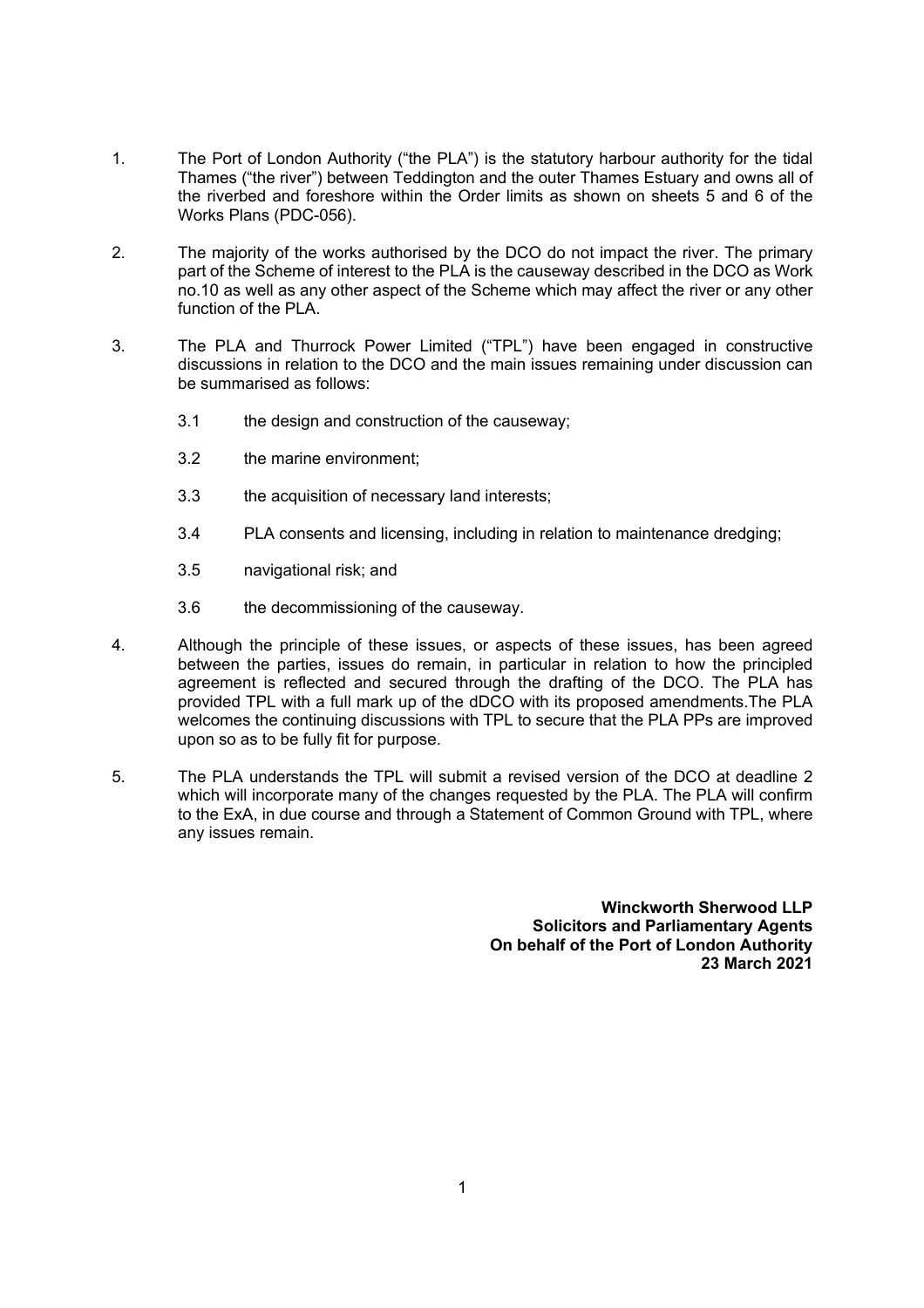1. The Port of London Authority ("the PLA") is the statutory harbour authority for the tidal Thames ("the river") between Teddington and the outer Thames Estuary and owns all of the riverbed and foreshore within the Order limits as shown on sheets 5 and 6 of the Works Plans (PDC-056).

2. The majority of the works authorised by the DCO do not impact the river. The primary part of the Scheme of interest to the PLA is the causeway described in the DCO as Work no.10 as well as any other aspect of the Scheme which may affect the river or any other function of the PLA.

3. The PLA and Thurrock Power Limited ("TPL") have been engaged in constructive discussions in relation to the DCO and the main issues remaining under discussion can be summarised as follows:

   3.1 the design and construction of the causeway;

   3.2 the marine environment;

   3.3 the acquisition of necessary land interests;

   3.4 PLA consents and licensing, including in relation to maintenance dredging;

   3.5 navigational risk; and

   3.6 the decommissioning of the causeway.

4. Although the principle of these issues, or aspects of these issues, has been agreed between the parties, issues do remain, in particular in relation to how the principled agreement is reflected and secured through the drafting of the DCO. The PLA has provided TPL with a full mark up of the dDCO with its proposed amendments.The PLA welcomes the continuing discussions with TPL to secure that the PLA PPs are improved upon so as to be fully fit for purpose.

5. The PLA understands the TPL will submit a revised version of the DCO at deadline 2 which will incorporate many of the changes requested by the PLA. The PLA will confirm to the ExA, in due course and through a Statement of Common Ground with TPL, where any issues remain.

**Winckworth Sherwood LLP**
**Solicitors and Parliamentary Agents**
**On behalf of the Port of London Authority**
**23 March 2021**